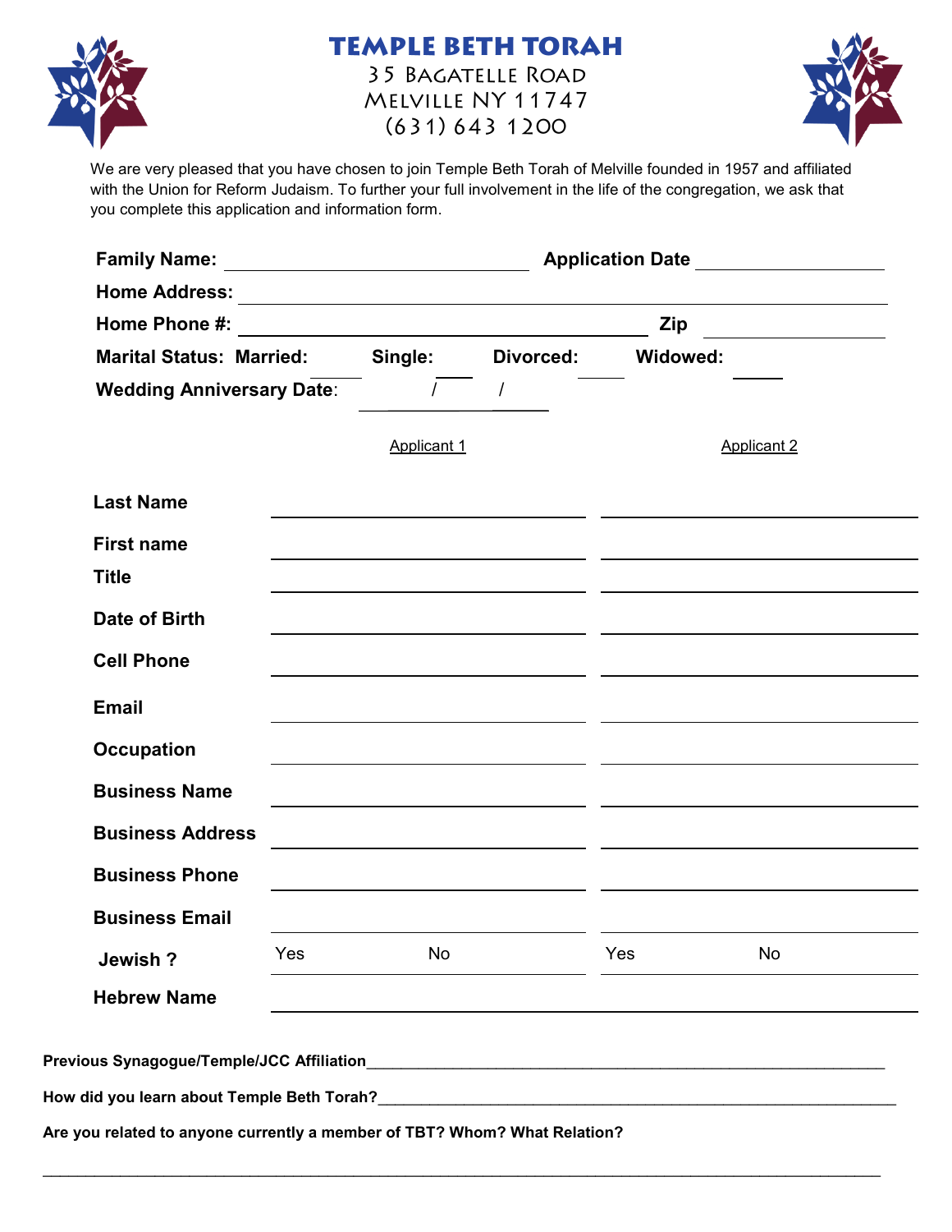# TEMPLE BETH TORAH

35 Bagatelle Road
Melville NY 11747
(631) 643 1200

We are very pleased that you have chosen to join Temple Beth Torah of Melville founded in 1957 and affiliated with the Union for Reform Judaism. To further your full involvement in the life of the congregation, we ask that you complete this application and information form.

**Family Name:** ______________________________ **Application Date** __________________

**Home Address:** ____________________________________________________________

**Home Phone #:** ______________________________________ **Zip** __________________

**Marital Status: Married:** _____ **Single:** _____ **Divorced:** _____ **Widowed:** _____

**Wedding Anniversary Date:** ____ / ____ / ____

| | Applicant 1 | | Applicant 2 | |
|---|---|---|---|---|
| **Last Name** | | | | |
| **First name** | | | | |
| **Title** | | | | |
| **Date of Birth** | | | | |
| **Cell Phone** | | | | |
| **Email** | | | | |
| **Occupation** | | | | |
| **Business Name** | | | | |
| **Business Address** | | | | |
| **Business Phone** | | | | |
| **Business Email** | | | | |
| **Jewish ?** | Yes | No | Yes | No |
| **Hebrew Name** | | | | |

**Previous Synagogue/Temple/JCC Affiliation**______________________________________________

**How did you learn about Temple Beth Torah?**______________________________________________

**Are you related to anyone currently a member of TBT? Whom? What Relation?**

______________________________________________________________________________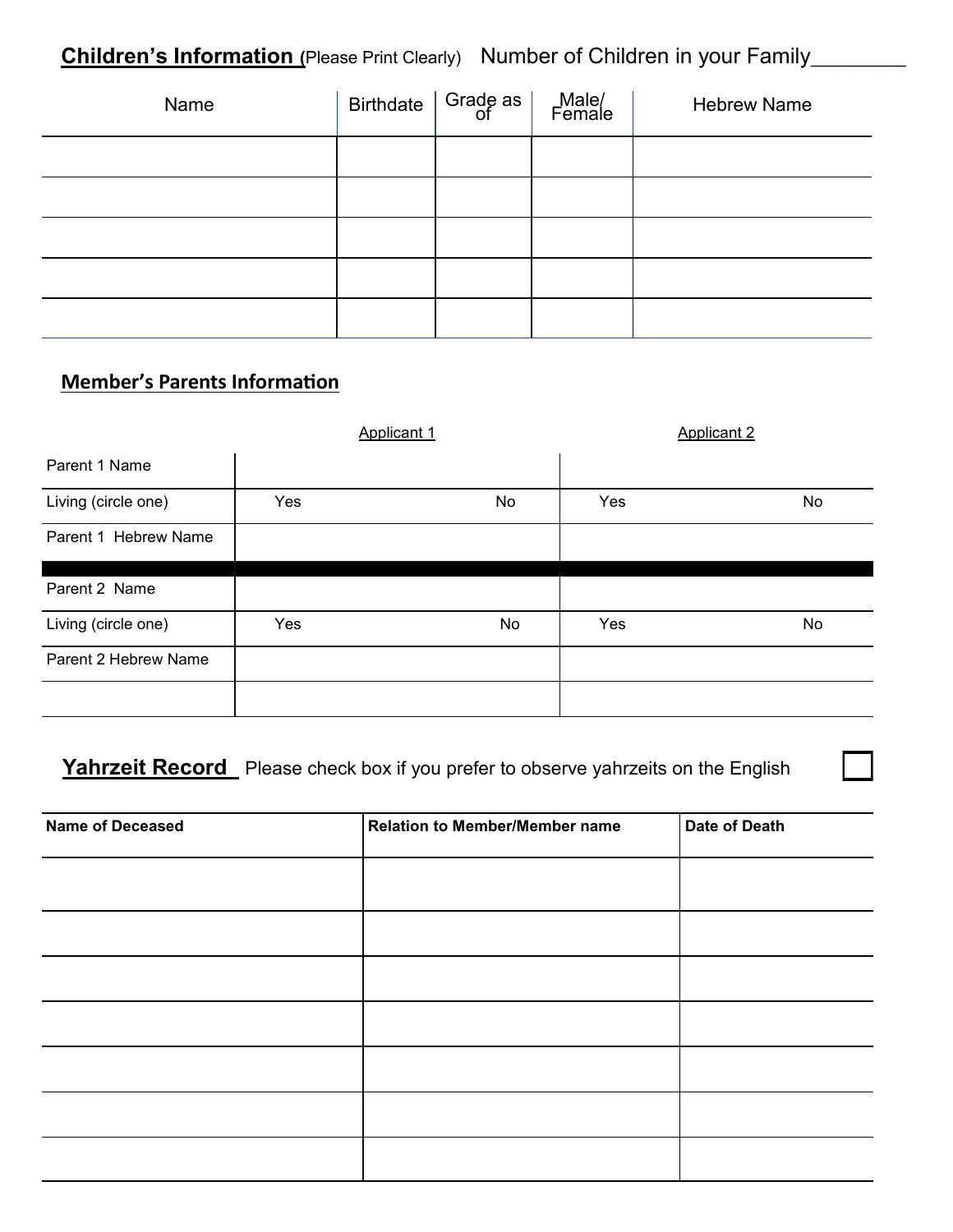## Children's Information (Please Print Clearly) Number of Children in your Family________

| Name | Birthdate | Grade as of | Male/ Female | Hebrew Name |
|---|---|---|---|---|
| | | | | |
| | | | | |
| | | | | |
| | | | | |
| | | | | |

## Member's Parents Information

| | Applicant 1 | | Applicant 2 | |
|---|---|---|---|---|
| Parent 1 Name | | | | |
| Living (circle one) | Yes | No | Yes | No |
| Parent 1 Hebrew Name | | | | |
| | | | | |
| Parent 2 Name | | | | |
| Living (circle one) | Yes | No | Yes | No |
| Parent 2 Hebrew Name | | | | |
| | | | | |

## Yahrzeit Record

Please check box if you prefer to observe yahrzeits on the English ☐

| Name of Deceased | Relation to Member/Member name | Date of Death |
|---|---|---|
| | | |
| | | |
| | | |
| | | |
| | | |
| | | |
| | | |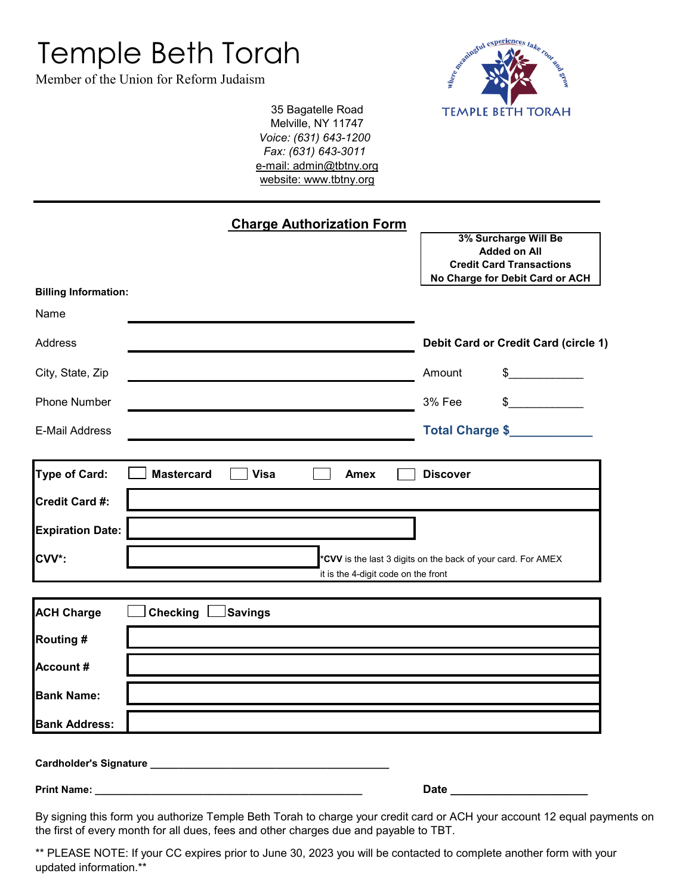# Temple Beth Torah

Member of the Union for Reform Judaism

35 Bagatelle Road
Melville, NY 11747
*Voice: (631) 643-1200*
*Fax: (631) 643-3011*
e-mail: admin@tbtny.org
website: www.tbtny.org

where meaningful experiences take root and grow

TEMPLE BETH TORAH

---

## Charge Authorization Form

**3% Surcharge Will Be Added on All Credit Card Transactions**
**No Charge for Debit Card or ACH**

**Billing Information:**

Name ____________________

Address ____________________

City, State, Zip ____________________

Phone Number ____________________

E-Mail Address ____________________

**Debit Card or Credit Card (circle 1)**

Amount $____________

3% Fee $____________

**Total Charge $____________**

| | | | | |
|---|---|---|---|---|
| **Type of Card:** | ☐ **Mastercard** | ☐ **Visa** | ☐ **Amex** | ☐ **Discover** |
| **Credit Card #:** | | | | |
| **Expiration Date:** | | | | |
| **CVV*:** | | *CVV is the last 3 digits on the back of your card. For AMEX it is the 4-digit code on the front | | |

| | | |
|---|---|---|
| **ACH Charge** | ☐ **Checking** | ☐ **Savings** |
| **Routing #** | | |
| **Account #** | | |
| **Bank Name:** | | |
| **Bank Address:** | | |

**Cardholder's Signature** ________________________________________

**Print Name:** ________________________________________ **Date** ______________________

By signing this form you authorize Temple Beth Torah to charge your credit card or ACH your account 12 equal payments on the first of every month for all dues, fees and other charges due and payable to TBT.

** PLEASE NOTE: If your CC expires prior to June 30, 2023 you will be contacted to complete another form with your updated information.**